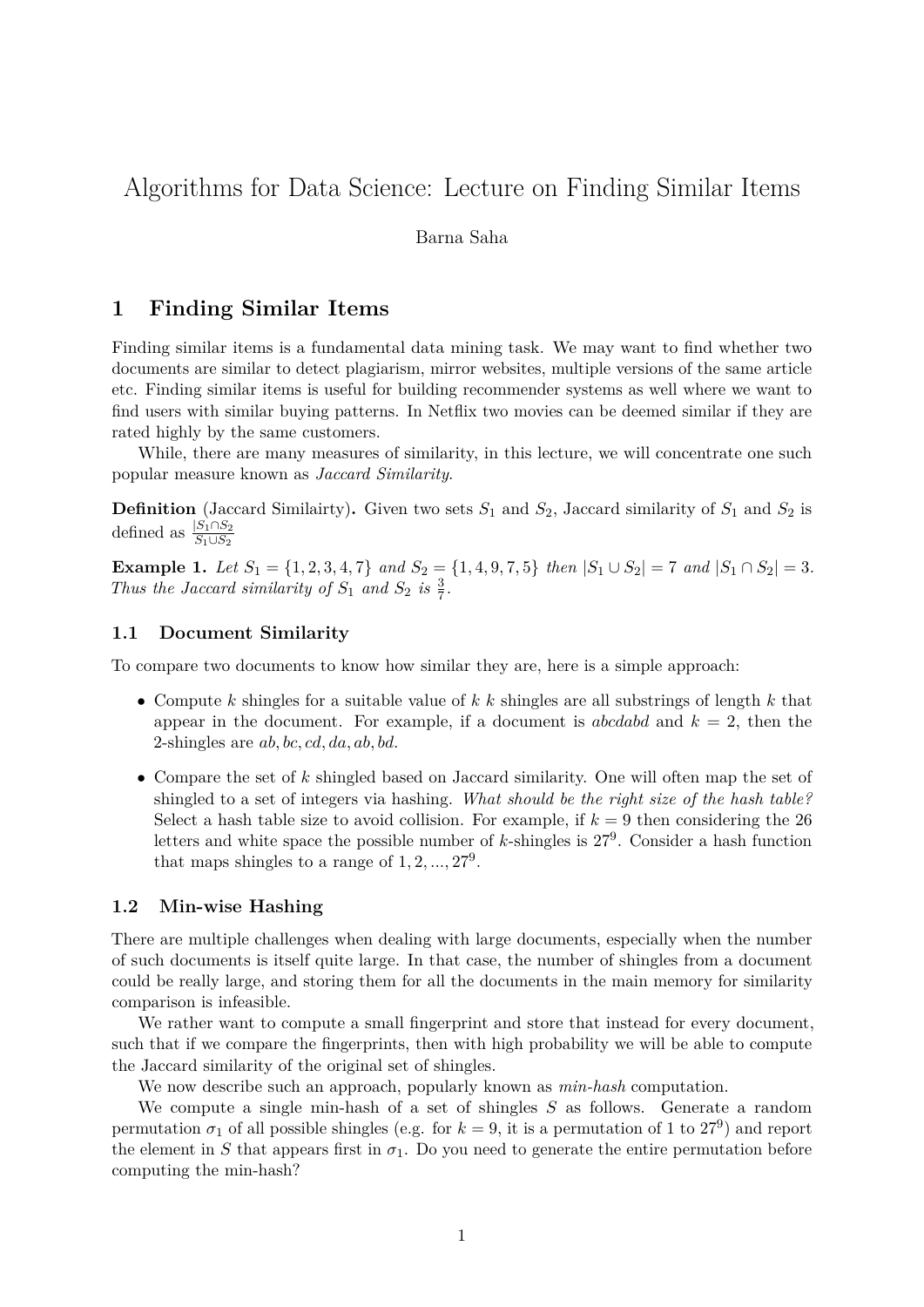# Algorithms for Data Science: Lecture on Finding Similar Items

Barna Saha

## 1 Finding Similar Items

Finding similar items is a fundamental data mining task. We may want to find whether two documents are similar to detect plagiarism, mirror websites, multiple versions of the same article etc. Finding similar items is useful for building recommender systems as well where we want to find users with similar buying patterns. In Netflix two movies can be deemed similar if they are rated highly by the same customers.

While, there are many measures of similarity, in this lecture, we will concentrate one such popular measure known as *Jaccard Similarity*.

**Definition** (Jaccard Similairty)**.** Given two sets $S_1$ and $S_2$, Jaccard similarity of $S_1$ and $S_2$ is defined as $\frac{|S_1 \cap S_2}{S_1 \cup S_2}$

**Example 1.** *Let $S_1 = \{1, 2, 3, 4, 7\}$ and $S_2 = \{1, 4, 9, 7, 5\}$ then $|S_1 \cup S_2| = 7$ and $|S_1 \cap S_2| = 3$. Thus the Jaccard similarity of $S_1$ and $S_2$ is $\frac{3}{7}$.*

### 1.1 Document Similarity

To compare two documents to know how similar they are, here is a simple approach:

- Compute $k$ shingles for a suitable value of $k$ $k$ shingles are all substrings of length $k$ that appear in the document. For example, if a document is *abcdabd* and $k = 2$, then the 2-shingles are $ab, bc, cd, da, ab, bd$.
- Compare the set of $k$ shingled based on Jaccard similarity. One will often map the set of shingled to a set of integers via hashing. *What should be the right size of the hash table?* Select a hash table size to avoid collision. For example, if $k = 9$ then considering the 26 letters and white space the possible number of $k$-shingles is $27^9$. Consider a hash function that maps shingles to a range of $1, 2, ..., 27^9$.

### 1.2 Min-wise Hashing

There are multiple challenges when dealing with large documents, especially when the number of such documents is itself quite large. In that case, the number of shingles from a document could be really large, and storing them for all the documents in the main memory for similarity comparison is infeasible.

We rather want to compute a small fingerprint and store that instead for every document, such that if we compare the fingerprints, then with high probability we will be able to compute the Jaccard similarity of the original set of shingles.

We now describe such an approach, popularly known as *min-hash* computation.

We compute a single min-hash of a set of shingles $S$ as follows. Generate a random permutation $\sigma_1$ of all possible shingles (e.g. for $k = 9$, it is a permutation of 1 to $27^9$) and report the element in $S$ that appears first in $\sigma_1$. Do you need to generate the entire permutation before computing the min-hash?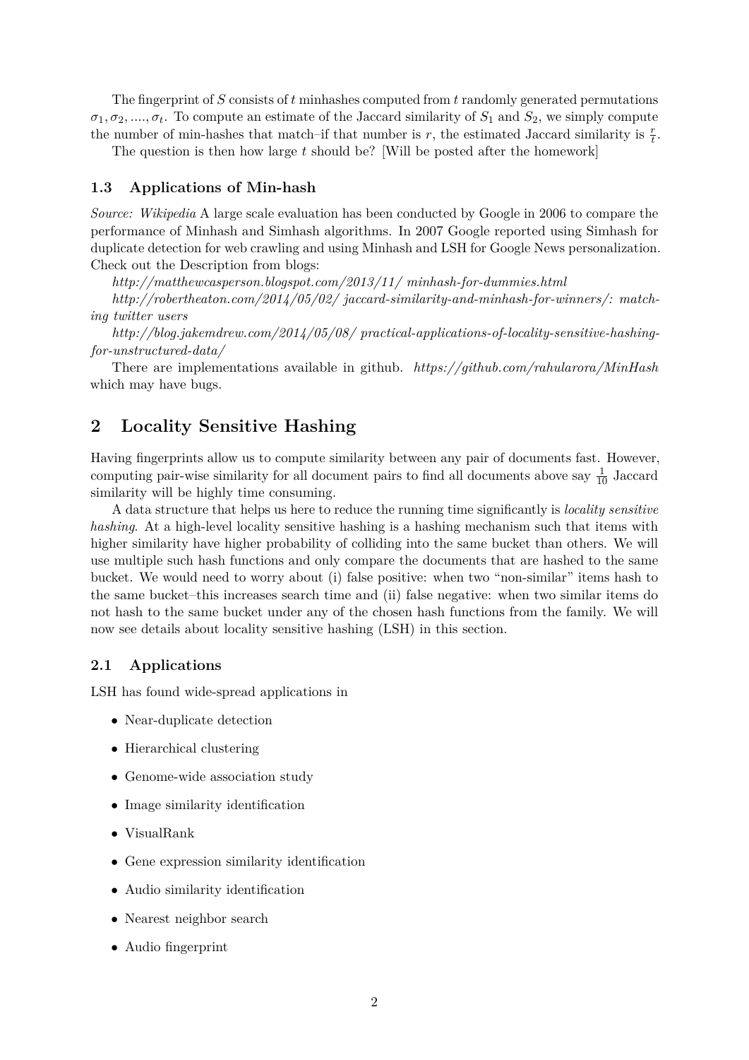The fingerprint of $S$ consists of $t$ minhashes computed from $t$ randomly generated permutations $\sigma_1, \sigma_2, ...., \sigma_t$. To compute an estimate of the Jaccard similarity of $S_1$ and $S_2$, we simply compute the number of min-hashes that match–if that number is $r$, the estimated Jaccard similarity is $\frac{r}{t}$.

The question is then how large $t$ should be? [Will be posted after the homework]

### 1.3 Applications of Min-hash

*Source: Wikipedia* A large scale evaluation has been conducted by Google in 2006 to compare the performance of Minhash and Simhash algorithms. In 2007 Google reported using Simhash for duplicate detection for web crawling and using Minhash and LSH for Google News personalization. Check out the Description from blogs:

*http://matthewcasperson.blogspot.com/2013/11/ minhash-for-dummies.html*

*http://robertheaton.com/2014/05/02/ jaccard-similarity-and-minhash-for-winners/: matching twitter users*

*http://blog.jakemdrew.com/2014/05/08/ practical-applications-of-locality-sensitive-hashing-for-unstructured-data/*

There are implementations available in github. *https://github.com/rahularora/MinHash* which may have bugs.

## 2 Locality Sensitive Hashing

Having fingerprints allow us to compute similarity between any pair of documents fast. However, computing pair-wise similarity for all document pairs to find all documents above say $\frac{1}{10}$ Jaccard similarity will be highly time consuming.

A data structure that helps us here to reduce the running time significantly is *locality sensitive hashing*. At a high-level locality sensitive hashing is a hashing mechanism such that items with higher similarity have higher probability of colliding into the same bucket than others. We will use multiple such hash functions and only compare the documents that are hashed to the same bucket. We would need to worry about (i) false positive: when two "non-similar" items hash to the same bucket–this increases search time and (ii) false negative: when two similar items do not hash to the same bucket under any of the chosen hash functions from the family. We will now see details about locality sensitive hashing (LSH) in this section.

### 2.1 Applications

LSH has found wide-spread applications in

- Near-duplicate detection
- Hierarchical clustering
- Genome-wide association study
- Image similarity identification
- VisualRank
- Gene expression similarity identification
- Audio similarity identification
- Nearest neighbor search
- Audio fingerprint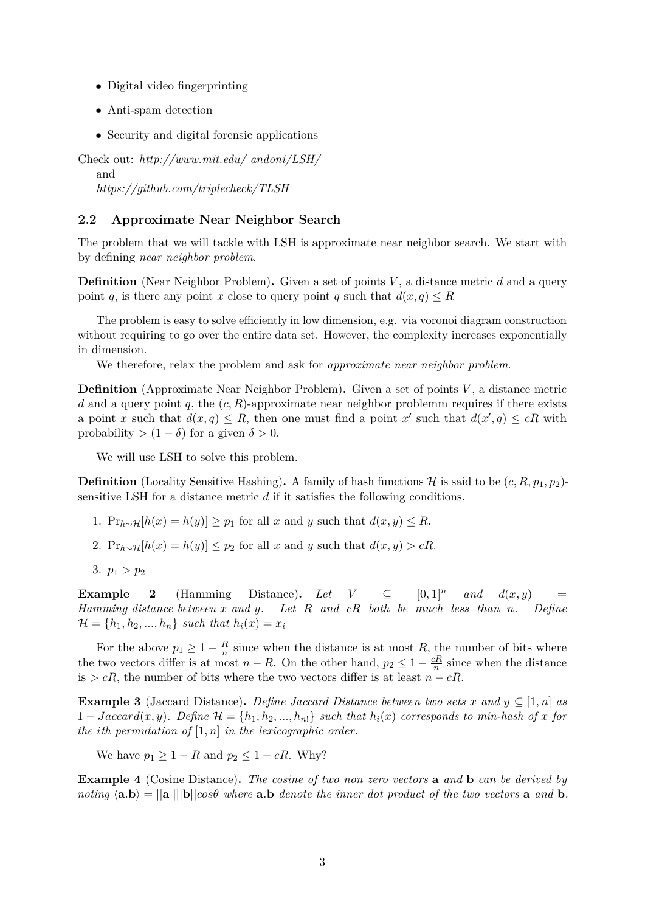- Digital video fingerprinting
- Anti-spam detection
- Security and digital forensic applications

Check out: *http://www.mit.edu/ andoni/LSH/*
and
*https://github.com/triplecheck/TLSH*

### 2.2 Approximate Near Neighbor Search

The problem that we will tackle with LSH is approximate near neighbor search. We start with by defining *near neighbor problem*.

**Definition** (Near Neighbor Problem)**.** Given a set of points $V$, a distance metric $d$ and a query point $q$, is there any point $x$ close to query point $q$ such that $d(x, q) \leq R$

The problem is easy to solve efficiently in low dimension, e.g. via voronoi diagram construction without requiring to go over the entire data set. However, the complexity increases exponentially in dimension.

We therefore, relax the problem and ask for *approximate near neighbor problem*.

**Definition** (Approximate Near Neighbor Problem)**.** Given a set of points $V$, a distance metric $d$ and a query point $q$, the $(c, R)$-approximate near neighbor problemm requires if there exists a point $x$ such that $d(x, q) \leq R$, then one must find a point $x'$ such that $d(x', q) \leq cR$ with probability $> (1 - \delta)$ for a given $\delta > 0$.

We will use LSH to solve this problem.

**Definition** (Locality Sensitive Hashing)**.** A family of hash functions $\mathcal{H}$ is said to be $(c, R, p_1, p_2)$-sensitive LSH for a distance metric $d$ if it satisfies the following conditions.

1. $\Pr_{h \sim \mathcal{H}}[h(x) = h(y)] \geq p_1$ for all $x$ and $y$ such that $d(x, y) \leq R$.
2. $\Pr_{h \sim \mathcal{H}}[h(x) = h(y)] \leq p_2$ for all $x$ and $y$ such that $d(x, y) > cR$.
3. $p_1 > p_2$

**Example 2** (Hamming Distance)**.** *Let $V \subseteq [0, 1]^n$ and $d(x, y) =$ Hamming distance between $x$ and $y$. Let $R$ and $cR$ both be much less than $n$. Define $\mathcal{H} = \{h_1, h_2, ..., h_n\}$ such that $h_i(x) = x_i$*

For the above $p_1 \geq 1 - \frac{R}{n}$ since when the distance is at most $R$, the number of bits where the two vectors differ is at most $n - R$. On the other hand, $p_2 \leq 1 - \frac{cR}{n}$ since when the distance is $> cR$, the number of bits where the two vectors differ is at least $n - cR$.

**Example 3** (Jaccard Distance)**.** *Define Jaccard Distance between two sets $x$ and $y \subseteq [1, n]$ as $1 - Jaccard(x, y)$. Define $\mathcal{H} = \{h_1, h_2, ..., h_{n!}\}$ such that $h_i(x)$ corresponds to min-hash of $x$ for the $i$th permutation of $[1, n]$ in the lexicographic order.*

We have $p_1 \geq 1 - R$ and $p_2 \leq 1 - cR$. Why?

**Example 4** (Cosine Distance)**.** *The cosine of two non zero vectors $\mathbf{a}$ and $\mathbf{b}$ can be derived by noting $\langle \mathbf{a}.\mathbf{b} \rangle = ||\mathbf{a}||||\mathbf{b}||cos\theta$ where $\mathbf{a}.\mathbf{b}$ denote the inner dot product of the two vectors $\mathbf{a}$ and $\mathbf{b}$.*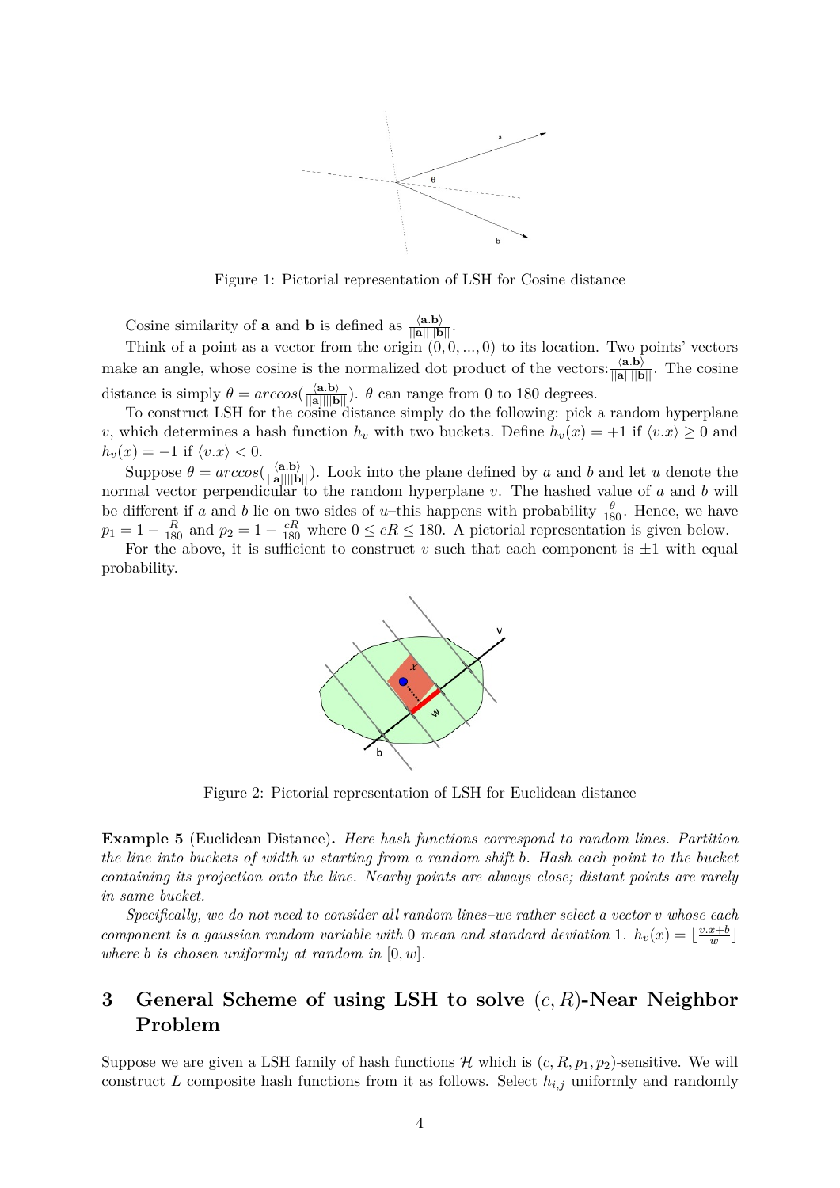Figure 1: Pictorial representation of LSH for Cosine distance

Cosine similarity of **a** and **b** is defined as $\frac{\langle \mathbf{a}.\mathbf{b} \rangle}{||\mathbf{a}||||\mathbf{b}||}$.

Think of a point as a vector from the origin $(0, 0, ..., 0)$ to its location. Two points' vectors make an angle, whose cosine is the normalized dot product of the vectors: $\frac{\langle \mathbf{a}.\mathbf{b} \rangle}{||\mathbf{a}||||\mathbf{b}||}$. The cosine distance is simply $\theta = arccos(\frac{\langle \mathbf{a}.\mathbf{b} \rangle}{||\mathbf{a}||||\mathbf{b}||})$. $\theta$ can range from 0 to 180 degrees.

To construct LSH for the cosine distance simply do the following: pick a random hyperplane $v$, which determines a hash function $h_v$ with two buckets. Define $h_v(x) = +1$ if $\langle v.x \rangle \geq 0$ and $h_v(x) = -1$ if $\langle v.x \rangle < 0$.

Suppose $\theta = arccos(\frac{\langle \mathbf{a}.\mathbf{b} \rangle}{||\mathbf{a}||||\mathbf{b}||})$. Look into the plane defined by $a$ and $b$ and let $u$ denote the normal vector perpendicular to the random hyperplane $v$. The hashed value of $a$ and $b$ will be different if $a$ and $b$ lie on two sides of $u$–this happens with probability $\frac{\theta}{180}$. Hence, we have $p_1 = 1 - \frac{R}{180}$ and $p_2 = 1 - \frac{cR}{180}$ where $0 \leq cR \leq 180$. A pictorial representation is given below.

For the above, it is sufficient to construct $v$ such that each component is $\pm 1$ with equal probability.

Figure 2: Pictorial representation of LSH for Euclidean distance

**Example 5** (Euclidean Distance)**.** *Here hash functions correspond to random lines. Partition the line into buckets of width $w$ starting from a random shift $b$. Hash each point to the bucket containing its projection onto the line. Nearby points are always close; distant points are rarely in same bucket.*

*Specifically, we do not need to consider all random lines–we rather select a vector $v$ whose each component is a gaussian random variable with 0 mean and standard deviation 1. $h_v(x) = \lfloor \frac{v.x+b}{w} \rfloor$ where $b$ is chosen uniformly at random in $[0, w]$.*

## 3 General Scheme of using LSH to solve $(c, R)$-Near Neighbor Problem

Suppose we are given a LSH family of hash functions $\mathcal{H}$ which is $(c, R, p_1, p_2)$-sensitive. We will construct $L$ composite hash functions from it as follows. Select $h_{i,j}$ uniformly and randomly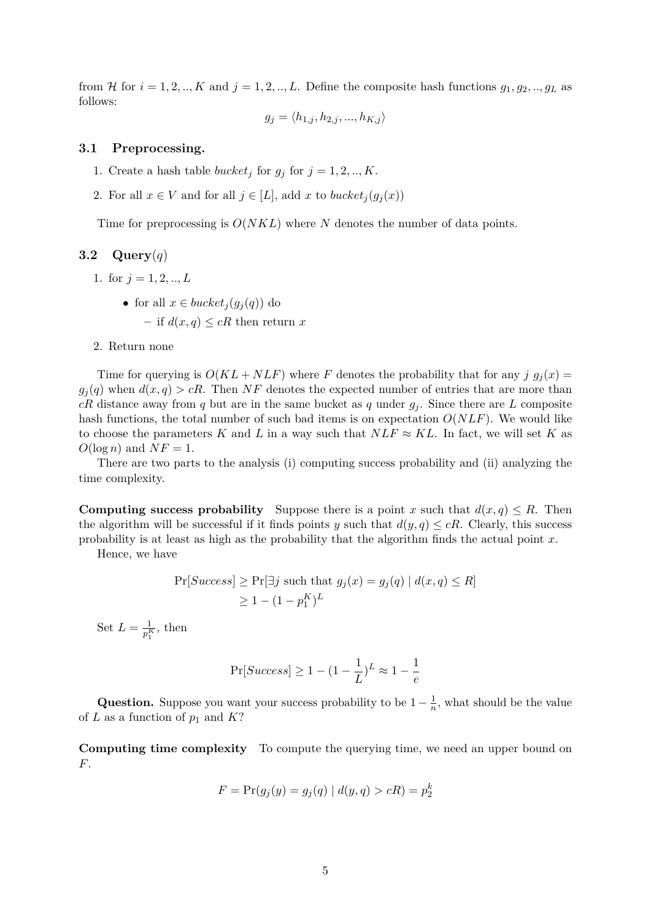from $\mathcal{H}$ for $i = 1, 2, .., K$ and $j = 1, 2, .., L$. Define the composite hash functions $g_1, g_2, .., g_L$ as follows:

$$g_j = \langle h_{1,j}, h_{2,j}, ..., h_{K,j} \rangle$$

### 3.1 Preprocessing.

1. Create a hash table $bucket_j$ for $g_j$ for $j = 1, 2, .., K$.
2. For all $x \in V$ and for all $j \in [L]$, add $x$ to $bucket_j(g_j(x))$

Time for preprocessing is $O(NKL)$ where $N$ denotes the number of data points.

### 3.2 Query($q$)

1. for $j = 1, 2, .., L$
   - for all $x \in bucket_j(g_j(q))$ do
     - if $d(x, q) \leq cR$ then return $x$
2. Return none

Time for querying is $O(KL + NLF)$ where $F$ denotes the probability that for any $j$ $g_j(x) = g_j(q)$ when $d(x, q) > cR$. Then $NF$ denotes the expected number of entries that are more than $cR$ distance away from $q$ but are in the same bucket as $q$ under $g_j$. Since there are $L$ composite hash functions, the total number of such bad items is on expectation $O(NLF)$. We would like to choose the parameters $K$ and $L$ in a way such that $NLF \approx KL$. In fact, we will set $K$ as $O(\log n)$ and $NF = 1$.

There are two parts to the analysis (i) computing success probability and (ii) analyzing the time complexity.

**Computing success probability** Suppose there is a point $x$ such that $d(x, q) \leq R$. Then the algorithm will be successful if it finds points $y$ such that $d(y, q) \leq cR$. Clearly, this success probability is at least as high as the probability that the algorithm finds the actual point $x$.

Hence, we have

$$\begin{aligned}\Pr[Success] &\geq \Pr[\exists j \text{ such that } g_j(x) = g_j(q) \mid d(x, q) \leq R] \\ &\geq 1 - (1 - p_1^K)^L\end{aligned}$$

Set $L = \frac{1}{p_1^K}$, then

$$\Pr[Success] \geq 1 - (1 - \frac{1}{L})^L \approx 1 - \frac{1}{e}$$

**Question.** Suppose you want your success probability to be $1 - \frac{1}{n}$, what should be the value of $L$ as a function of $p_1$ and $K$?

**Computing time complexity** To compute the querying time, we need an upper bound on $F$.

$$F = \Pr(g_j(y) = g_j(q) \mid d(y, q) > cR) = p_2^k$$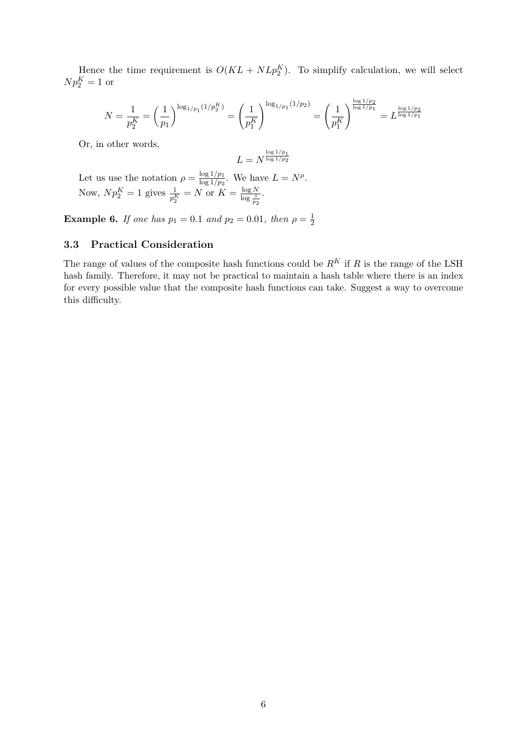Hence the time requirement is $O(KL + NLp_2^K)$. To simplify calculation, we will select $Np_2^K = 1$ or

$$N = \frac{1}{p_2^K} = \left(\frac{1}{p_1}\right)^{\log_{1/p_1}(1/p_2^K)} = \left(\frac{1}{p_1^K}\right)^{\log_{1/p_1}(1/p_2)} = \left(\frac{1}{p_1^K}\right)^{\frac{\log 1/p_2}{\log 1/p_1}} = L^{\frac{\log 1/p_2}{\log 1/p_1}}$$

Or, in other words,

$$L = N^{\frac{\log 1/p_1}{\log 1/p_2}}$$

Let us use the notation $\rho = \frac{\log 1/p_1}{\log 1/p_2}$. We have $L = N^\rho$.
Now, $Np_2^K = 1$ gives $\frac{1}{p_2^K} = N$ or $K = \frac{\log N}{\log \frac{1}{p_2}}$.

**Example 6.** *If one has $p_1 = 0.1$ and $p_2 = 0.01$, then $\rho = \frac{1}{2}$*

### 3.3 Practical Consideration

The range of values of the composite hash functions could be $R^K$ if $R$ is the range of the LSH hash family. Therefore, it may not be practical to maintain a hash table where there is an index for every possible value that the composite hash functions can take. Suggest a way to overcome this difficulty.